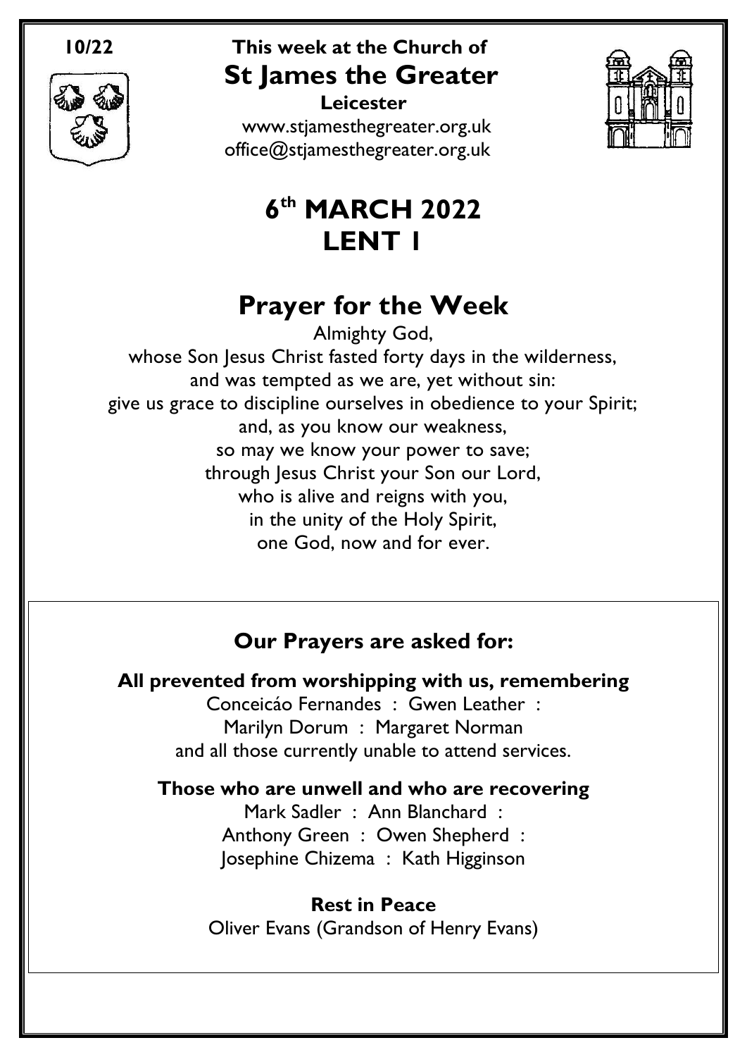**10/22**

**This week at the Church of**

# St James the Greater

**Leicester**

www.stjamesthegreater.org.uk
office@stjamesthegreater.org.uk

# 6th MARCH 2022
# LENT 1

## Prayer for the Week

Almighty God,
whose Son Jesus Christ fasted forty days in the wilderness,
and was tempted as we are, yet without sin:
give us grace to discipline ourselves in obedience to your Spirit;
and, as you know our weakness,
so may we know your power to save;
through Jesus Christ your Son our Lord,
who is alive and reigns with you,
in the unity of the Holy Spirit,
one God, now and for ever.

### Our Prayers are asked for:

**All prevented from worshipping with us, remembering**

Conceicáo Fernandes : Gwen Leather :
Marilyn Dorum : Margaret Norman
and all those currently unable to attend services.

**Those who are unwell and who are recovering**

Mark Sadler : Ann Blanchard :
Anthony Green : Owen Shepherd :
Josephine Chizema : Kath Higginson

**Rest in Peace**

Oliver Evans (Grandson of Henry Evans)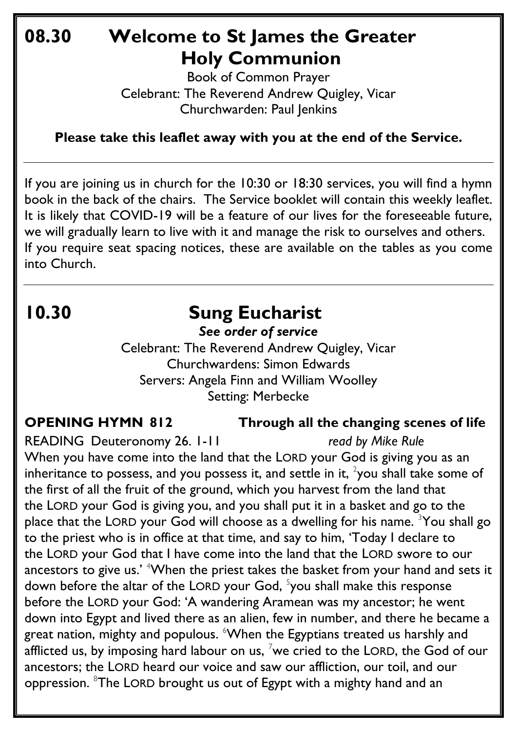# 08.30 Welcome to St James the Greater Holy Communion

Book of Common Prayer
Celebrant: The Reverend Andrew Quigley, Vicar
Churchwarden: Paul Jenkins

**Please take this leaflet away with you at the end of the Service.**

---

If you are joining us in church for the 10:30 or 18:30 services, you will find a hymn book in the back of the chairs. The Service booklet will contain this weekly leaflet. It is likely that COVID-19 will be a feature of our lives for the foreseeable future, we will gradually learn to live with it and manage the risk to ourselves and others. If you require seat spacing notices, these are available on the tables as you come into Church.

---

# 10.30 Sung Eucharist

***See order of service***

Celebrant: The Reverend Andrew Quigley, Vicar
Churchwardens: Simon Edwards
Servers: Angela Finn and William Woolley
Setting: Merbecke

**OPENING HYMN 812 Through all the changing scenes of life**

READING Deuteronomy 26. 1-11 *read by Mike Rule*

When you have come into the land that the LORD your God is giving you as an inheritance to possess, and you possess it, and settle in it, [2]you shall take some of the first of all the fruit of the ground, which you harvest from the land that the LORD your God is giving you, and you shall put it in a basket and go to the place that the LORD your God will choose as a dwelling for his name. [3]You shall go to the priest who is in office at that time, and say to him, 'Today I declare to the LORD your God that I have come into the land that the LORD swore to our ancestors to give us.' [4]When the priest takes the basket from your hand and sets it down before the altar of the LORD your God, [5]you shall make this response before the LORD your God: 'A wandering Aramean was my ancestor; he went down into Egypt and lived there as an alien, few in number, and there he became a great nation, mighty and populous. [6]When the Egyptians treated us harshly and afflicted us, by imposing hard labour on us, [7]we cried to the LORD, the God of our ancestors; the LORD heard our voice and saw our affliction, our toil, and our oppression. [8]The LORD brought us out of Egypt with a mighty hand and an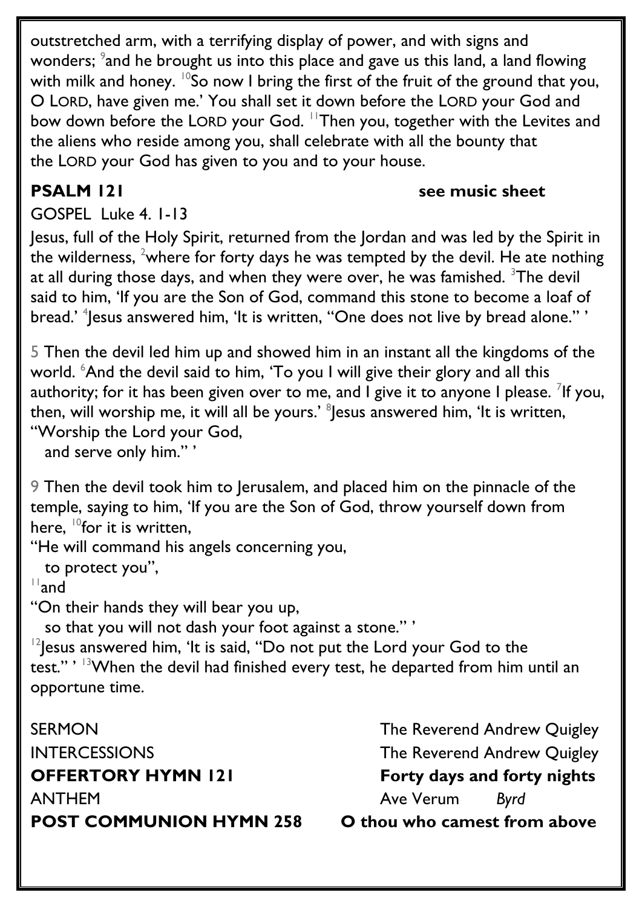outstretched arm, with a terrifying display of power, and with signs and wonders; [9]and he brought us into this place and gave us this land, a land flowing with milk and honey. [10]So now I bring the first of the fruit of the ground that you, O LORD, have given me.' You shall set it down before the LORD your God and bow down before the LORD your God. [11]Then you, together with the Levites and the aliens who reside among you, shall celebrate with all the bounty that the LORD your God has given to you and to your house.

**PSALM 121** **see music sheet**

GOSPEL Luke 4. 1-13

Jesus, full of the Holy Spirit, returned from the Jordan and was led by the Spirit in the wilderness, [2]where for forty days he was tempted by the devil. He ate nothing at all during those days, and when they were over, he was famished. [3]The devil said to him, 'If you are the Son of God, command this stone to become a loaf of bread.' [4]Jesus answered him, 'It is written, "One does not live by bread alone." '

5 Then the devil led him up and showed him in an instant all the kingdoms of the world. [6]And the devil said to him, 'To you I will give their glory and all this authority; for it has been given over to me, and I give it to anyone I please. [7]If you, then, will worship me, it will all be yours.' [8]Jesus answered him, 'It is written,
"Worship the Lord your God,
and serve only him." '

9 Then the devil took him to Jerusalem, and placed him on the pinnacle of the temple, saying to him, 'If you are the Son of God, throw yourself down from here, [10]for it is written,
"He will command his angels concerning you,
to protect you",
[11]and
"On their hands they will bear you up,
so that you will not dash your foot against a stone." '
[12]Jesus answered him, 'It is said, "Do not put the Lord your God to the test." ' [13]When the devil had finished every test, he departed from him until an opportune time.

SERMON The Reverend Andrew Quigley

INTERCESSIONS The Reverend Andrew Quigley

**OFFERTORY HYMN 121** **Forty days and forty nights**

ANTHEM Ave Verum *Byrd*

**POST COMMUNION HYMN 258** **O thou who camest from above**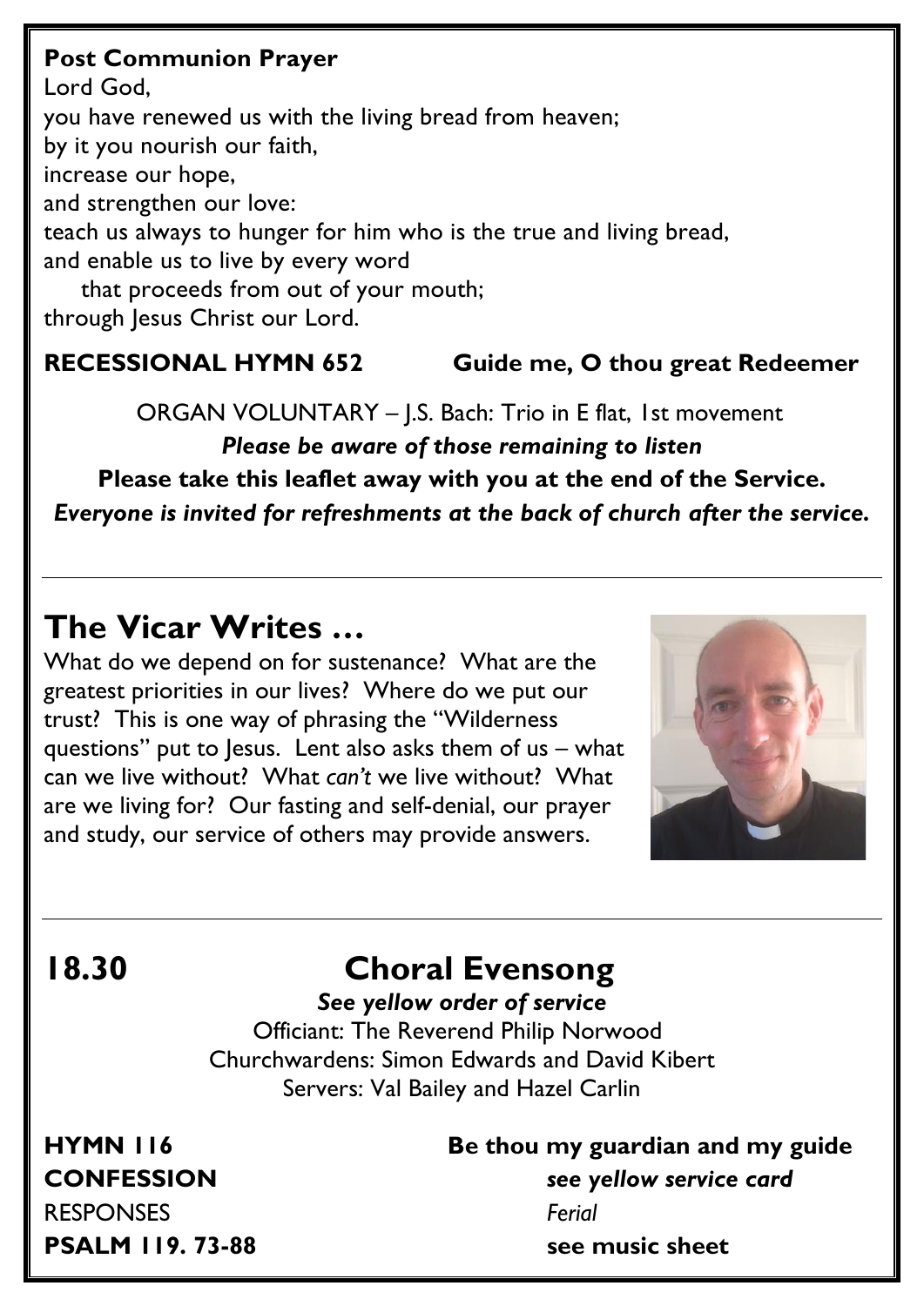**Post Communion Prayer**

Lord God,
you have renewed us with the living bread from heaven;
by it you nourish our faith,
increase our hope,
and strengthen our love:
teach us always to hunger for him who is the true and living bread,
and enable us to live by every word
that proceeds from out of your mouth;
through Jesus Christ our Lord.

**RECESSIONAL HYMN 652** **Guide me, O thou great Redeemer**

ORGAN VOLUNTARY – J.S. Bach: Trio in E flat, 1st movement

***Please be aware of those remaining to listen***

**Please take this leaflet away with you at the end of the Service.**

***Everyone is invited for refreshments at the back of church after the service.***

---

## The Vicar Writes …

What do we depend on for sustenance? What are the greatest priorities in our lives? Where do we put our trust? This is one way of phrasing the "Wilderness questions" put to Jesus. Lent also asks them of us – what can we live without? What *can't* we live without? What are we living for? Our fasting and self-denial, our prayer and study, our service of others may provide answers.

---

## 18.30 Choral Evensong

***See yellow order of service***

Officiant: The Reverend Philip Norwood
Churchwardens: Simon Edwards and David Kibert
Servers: Val Bailey and Hazel Carlin

**HYMN 116** **Be thou my guardian and my guide**

**CONFESSION** ***see yellow service card***

RESPONSES *Ferial*

**PSALM 119. 73-88** **see music sheet**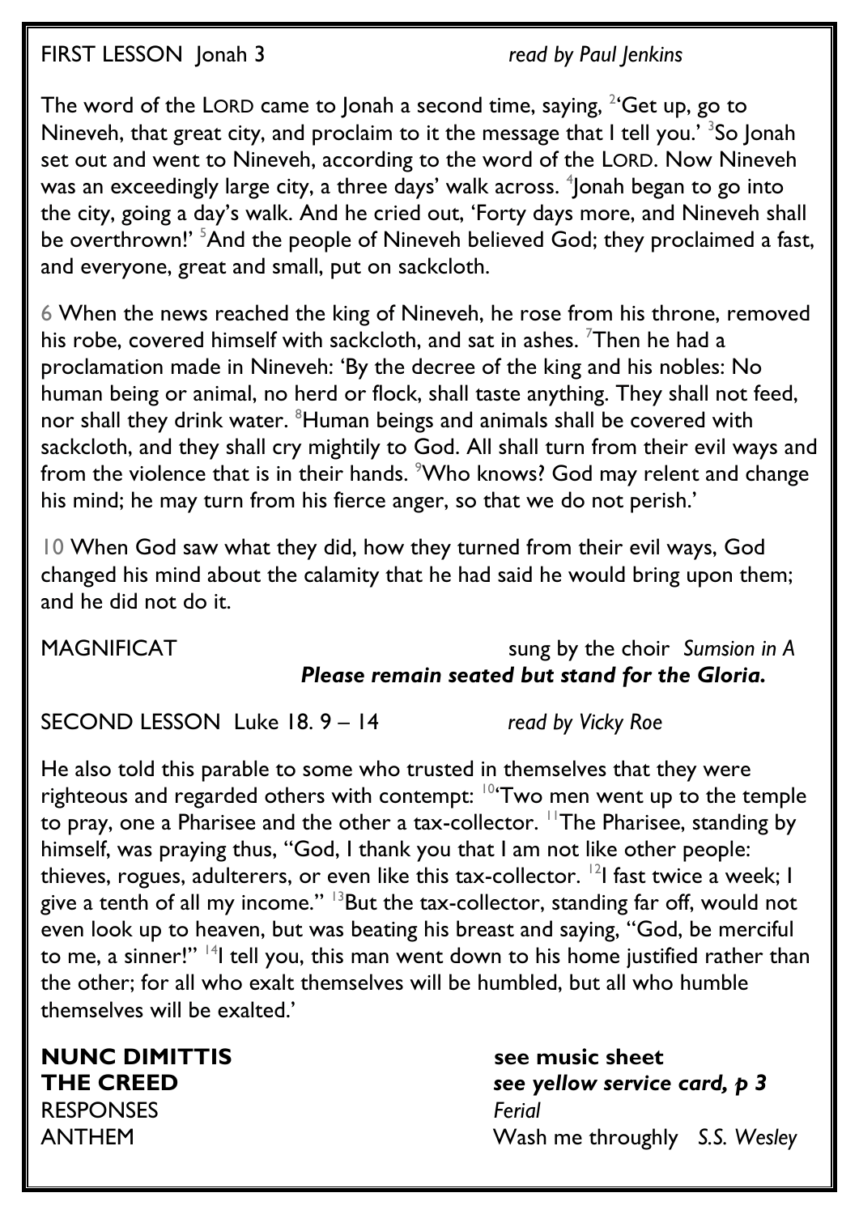FIRST LESSON Jonah 3 *read by Paul Jenkins*

The word of the LORD came to Jonah a second time, saying, [2]'Get up, go to Nineveh, that great city, and proclaim to it the message that I tell you.' [3]So Jonah set out and went to Nineveh, according to the word of the LORD. Now Nineveh was an exceedingly large city, a three days' walk across. [4]Jonah began to go into the city, going a day's walk. And he cried out, 'Forty days more, and Nineveh shall be overthrown!' [5]And the people of Nineveh believed God; they proclaimed a fast, and everyone, great and small, put on sackcloth.

6 When the news reached the king of Nineveh, he rose from his throne, removed his robe, covered himself with sackcloth, and sat in ashes. [7]Then he had a proclamation made in Nineveh: 'By the decree of the king and his nobles: No human being or animal, no herd or flock, shall taste anything. They shall not feed, nor shall they drink water. [8]Human beings and animals shall be covered with sackcloth, and they shall cry mightily to God. All shall turn from their evil ways and from the violence that is in their hands. [9]Who knows? God may relent and change his mind; he may turn from his fierce anger, so that we do not perish.'

10 When God saw what they did, how they turned from their evil ways, God changed his mind about the calamity that he had said he would bring upon them; and he did not do it.

MAGNIFICAT sung by the choir *Sumsion in A*

***Please remain seated but stand for the Gloria.***

SECOND LESSON Luke 18. 9 – 14 *read by Vicky Roe*

He also told this parable to some who trusted in themselves that they were righteous and regarded others with contempt: [10]'Two men went up to the temple to pray, one a Pharisee and the other a tax-collector. [11]The Pharisee, standing by himself, was praying thus, "God, I thank you that I am not like other people: thieves, rogues, adulterers, or even like this tax-collector. [12]I fast twice a week; I give a tenth of all my income." [13]But the tax-collector, standing far off, would not even look up to heaven, but was beating his breast and saying, "God, be merciful to me, a sinner!" [14]I tell you, this man went down to his home justified rather than the other; for all who exalt themselves will be humbled, but all who humble themselves will be exalted.'

**NUNC DIMITTIS** **see music sheet**

**THE CREED** ***see yellow service card, p 3***

RESPONSES *Ferial*

ANTHEM Wash me throughly *S.S. Wesley*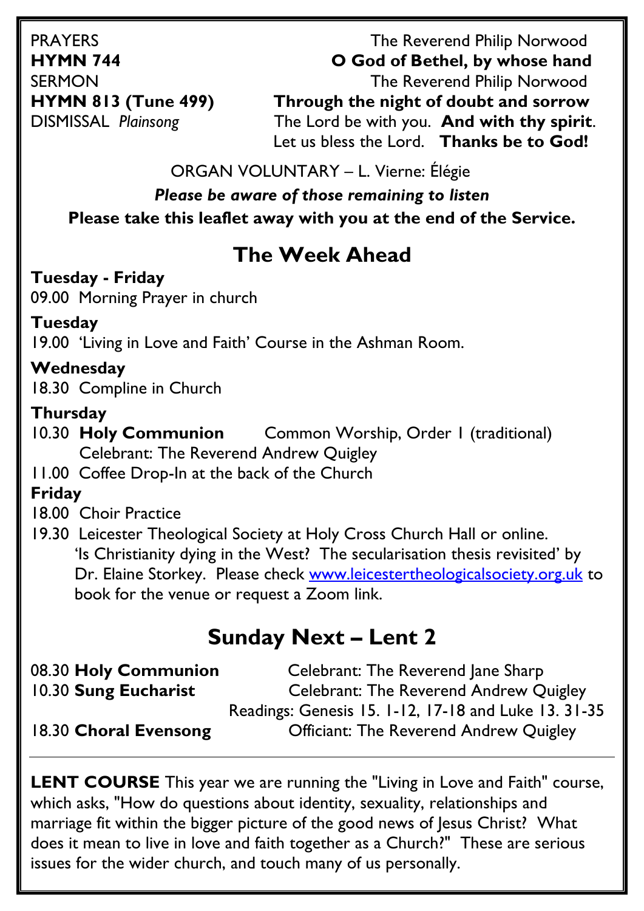PRAYERS The Reverend Philip Norwood

**HYMN 744** **O God of Bethel, by whose hand**

SERMON The Reverend Philip Norwood

**HYMN 813 (Tune 499)** **Through the night of doubt and sorrow**

DISMISSAL *Plainsong* The Lord be with you. **And with thy spirit**.
Let us bless the Lord. **Thanks be to God!**

ORGAN VOLUNTARY – L. Vierne: Élégie

***Please be aware of those remaining to listen***

**Please take this leaflet away with you at the end of the Service.**

## The Week Ahead

**Tuesday - Friday**

09.00 Morning Prayer in church

**Tuesday**

19.00 'Living in Love and Faith' Course in the Ashman Room.

**Wednesday**

18.30 Compline in Church

**Thursday**

10.30 **Holy Communion** Common Worship, Order 1 (traditional)
Celebrant: The Reverend Andrew Quigley

11.00 Coffee Drop-In at the back of the Church

**Friday**

18.00 Choir Practice

19.30 Leicester Theological Society at Holy Cross Church Hall or online. 'Is Christianity dying in the West? The secularisation thesis revisited' by Dr. Elaine Storkey. Please check www.leicestertheologicalsociety.org.uk to book for the venue or request a Zoom link.

## Sunday Next – Lent 2

08.30 **Holy Communion** Celebrant: The Reverend Jane Sharp

10.30 **Sung Eucharist** Celebrant: The Reverend Andrew Quigley
Readings: Genesis 15. 1-12, 17-18 and Luke 13. 31-35

18.30 **Choral Evensong** Officiant: The Reverend Andrew Quigley

---

**LENT COURSE** This year we are running the "Living in Love and Faith" course, which asks, "How do questions about identity, sexuality, relationships and marriage fit within the bigger picture of the good news of Jesus Christ? What does it mean to live in love and faith together as a Church?" These are serious issues for the wider church, and touch many of us personally.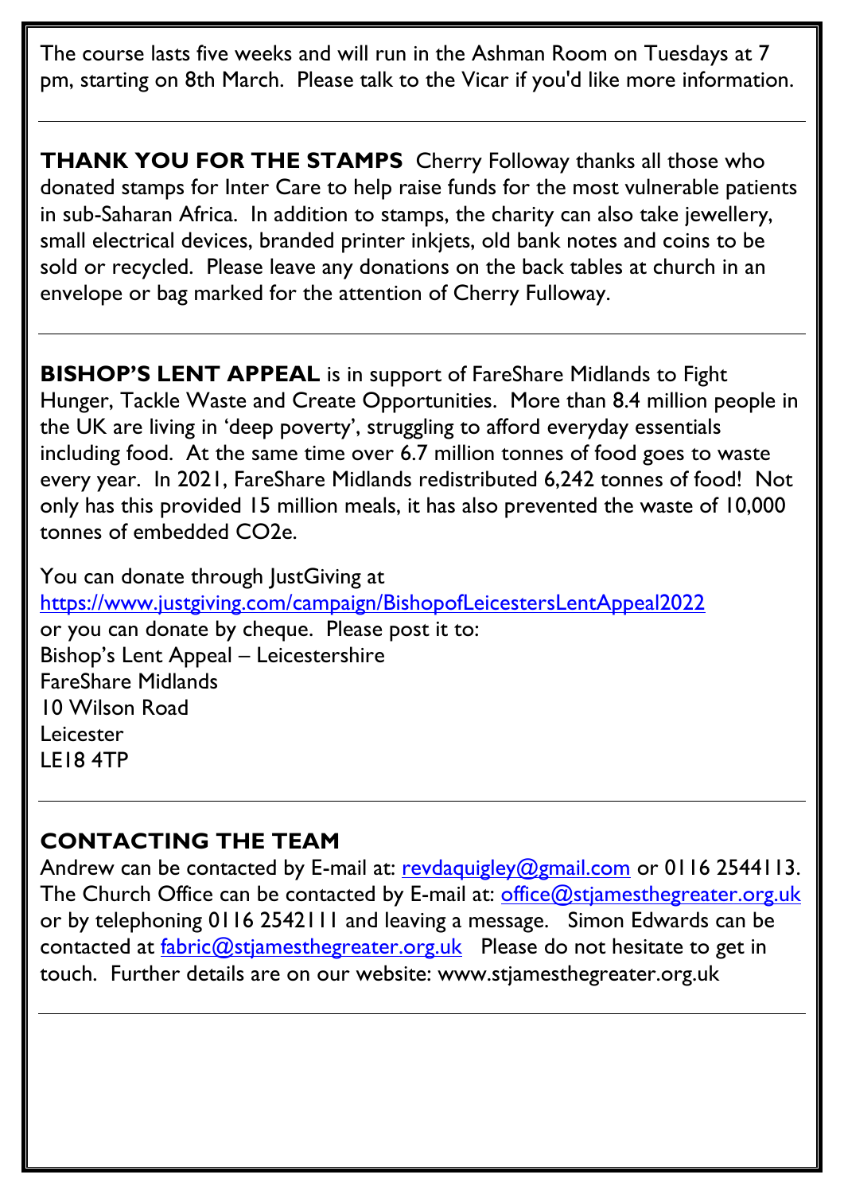The course lasts five weeks and will run in the Ashman Room on Tuesdays at 7 pm, starting on 8th March. Please talk to the Vicar if you'd like more information.

---

**THANK YOU FOR THE STAMPS** Cherry Followay thanks all those who donated stamps for Inter Care to help raise funds for the most vulnerable patients in sub-Saharan Africa. In addition to stamps, the charity can also take jewellery, small electrical devices, branded printer inkjets, old bank notes and coins to be sold or recycled. Please leave any donations on the back tables at church in an envelope or bag marked for the attention of Cherry Fulloway.

---

**BISHOP'S LENT APPEAL** is in support of FareShare Midlands to Fight Hunger, Tackle Waste and Create Opportunities. More than 8.4 million people in the UK are living in 'deep poverty', struggling to afford everyday essentials including food. At the same time over 6.7 million tonnes of food goes to waste every year. In 2021, FareShare Midlands redistributed 6,242 tonnes of food! Not only has this provided 15 million meals, it has also prevented the waste of 10,000 tonnes of embedded $CO_2e$.

You can donate through JustGiving at
https://www.justgiving.com/campaign/BishopofLeicestersLentAppeal2022
or you can donate by cheque. Please post it to:
Bishop's Lent Appeal – Leicestershire
FareShare Midlands
10 Wilson Road
Leicester
LE18 4TP

---

## CONTACTING THE TEAM

Andrew can be contacted by E-mail at: revdaquigley@gmail.com or 0116 2544113. The Church Office can be contacted by E-mail at: office@stjamesthegreater.org.uk or by telephoning 0116 2542111 and leaving a message. Simon Edwards can be contacted at fabric@stjamesthegreater.org.uk Please do not hesitate to get in touch. Further details are on our website: www.stjamesthegreater.org.uk

---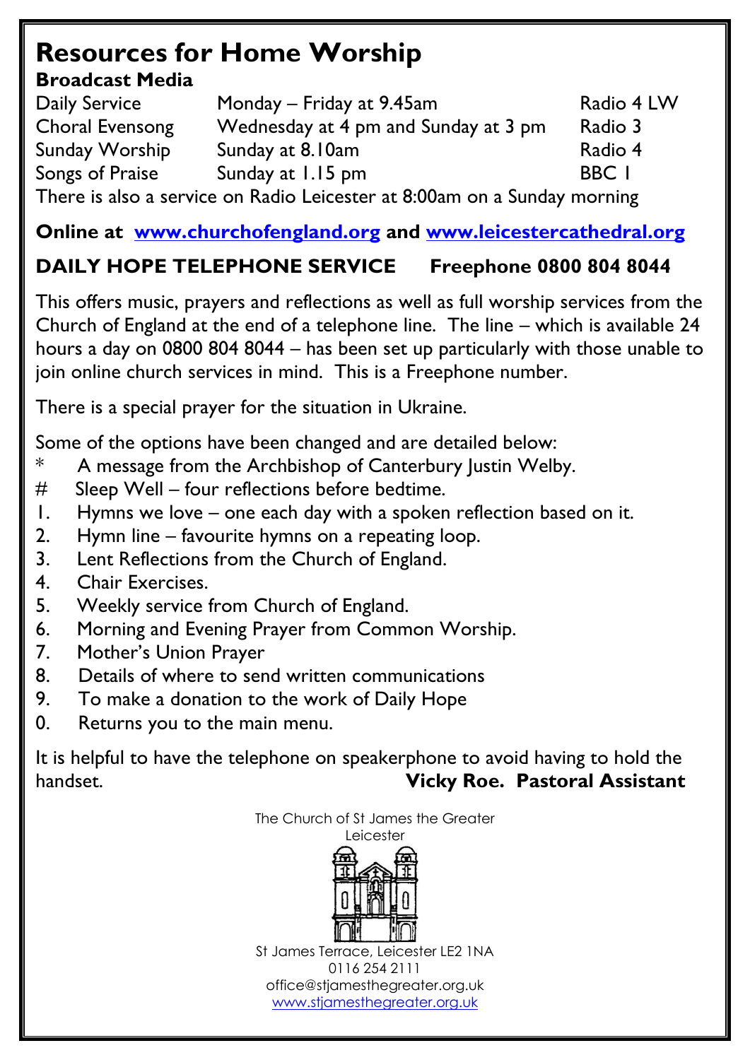# Resources for Home Worship

**Broadcast Media**

| | | |
|---|---|---|
| Daily Service | Monday – Friday at 9.45am | Radio 4 LW |
| Choral Evensong | Wednesday at 4 pm and Sunday at 3 pm | Radio 3 |
| Sunday Worship | Sunday at 8.10am | Radio 4 |
| Songs of Praise | Sunday at 1.15 pm | BBC 1 |

There is also a service on Radio Leicester at 8:00am on a Sunday morning

**Online at [www.churchofengland.org](http://www.churchofengland.org) and [www.leicestercathedral.org](http://www.leicestercathedral.org)**

## DAILY HOPE TELEPHONE SERVICE Freephone 0800 804 8044

This offers music, prayers and reflections as well as full worship services from the Church of England at the end of a telephone line. The line – which is available 24 hours a day on 0800 804 8044 – has been set up particularly with those unable to join online church services in mind. This is a Freephone number.

There is a special prayer for the situation in Ukraine.

Some of the options have been changed and are detailed below:

- \* A message from the Archbishop of Canterbury Justin Welby.
- \# Sleep Well – four reflections before bedtime.
- 1. Hymns we love – one each day with a spoken reflection based on it.
- 2. Hymn line – favourite hymns on a repeating loop.
- 3. Lent Reflections from the Church of England.
- 4. Chair Exercises.
- 5. Weekly service from Church of England.
- 6. Morning and Evening Prayer from Common Worship.
- 7. Mother's Union Prayer
- 8. Details of where to send written communications
- 9. To make a donation to the work of Daily Hope
- 0. Returns you to the main menu.

It is helpful to have the telephone on speakerphone to avoid having to hold the handset.

**Vicky Roe. Pastoral Assistant**

The Church of St James the Greater
Leicester

St James Terrace, Leicester LE2 1NA
0116 254 2111
office@stjamesthegreater.org.uk
[www.stjamesthegreater.org.uk](http://www.stjamesthegreater.org.uk)